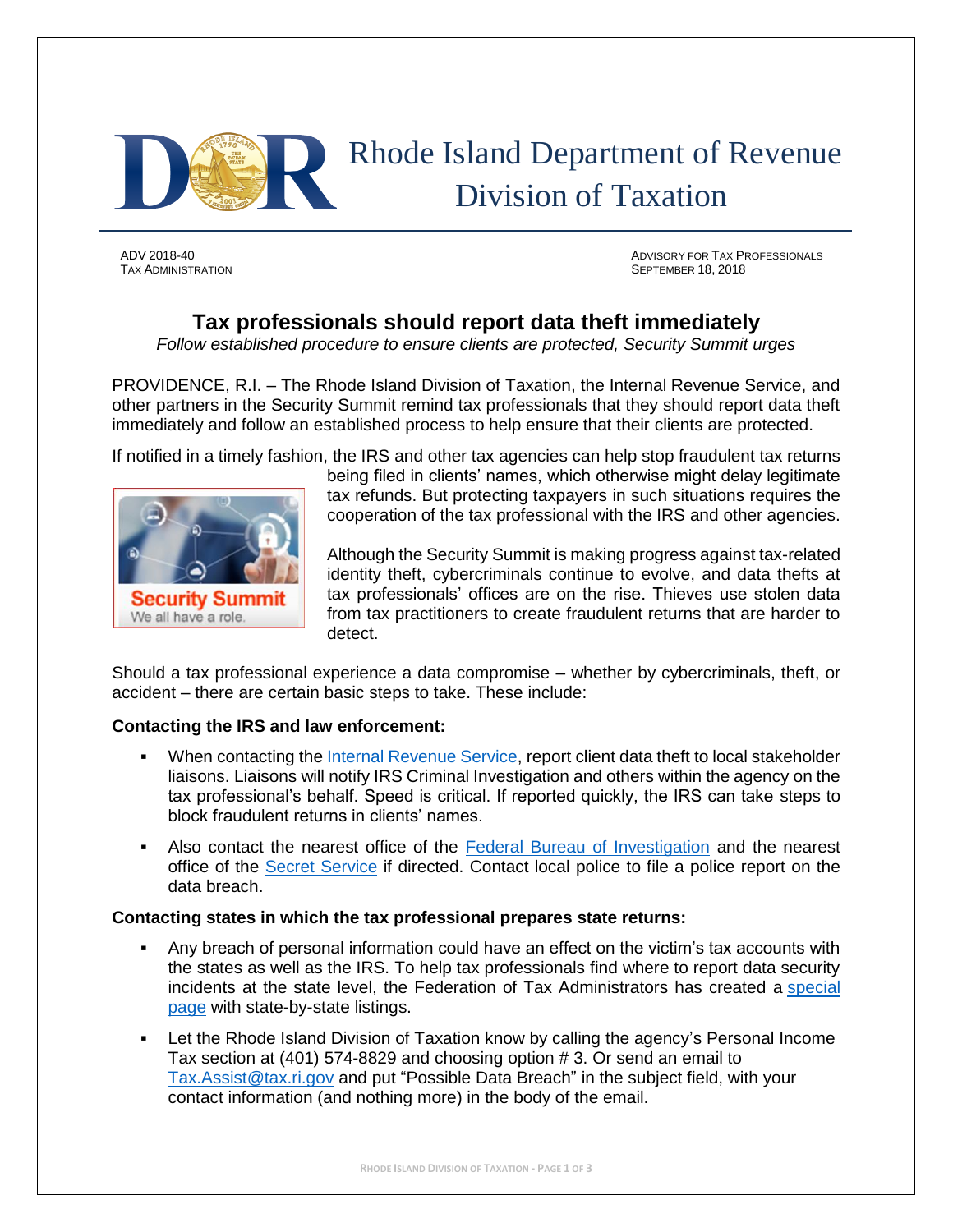Rhode Island Department of Revenue
Division of Taxation

ADV 2018-40
TAX ADMINISTRATION

ADVISORY FOR TAX PROFESSIONALS
SEPTEMBER 18, 2018

# Tax professionals should report data theft immediately

*Follow established procedure to ensure clients are protected, Security Summit urges*

PROVIDENCE, R.I. – The Rhode Island Division of Taxation, the Internal Revenue Service, and other partners in the Security Summit remind tax professionals that they should report data theft immediately and follow an established process to help ensure that their clients are protected.

If notified in a timely fashion, the IRS and other tax agencies can help stop fraudulent tax returns being filed in clients' names, which otherwise might delay legitimate tax refunds. But protecting taxpayers in such situations requires the cooperation of the tax professional with the IRS and other agencies.

Although the Security Summit is making progress against tax-related identity theft, cybercriminals continue to evolve, and data thefts at tax professionals' offices are on the rise. Thieves use stolen data from tax practitioners to create fraudulent returns that are harder to detect.

Should a tax professional experience a data compromise – whether by cybercriminals, theft, or accident – there are certain basic steps to take. These include:

**Contacting the IRS and law enforcement:**

- When contacting the Internal Revenue Service, report client data theft to local stakeholder liaisons. Liaisons will notify IRS Criminal Investigation and others within the agency on the tax professional's behalf. Speed is critical. If reported quickly, the IRS can take steps to block fraudulent returns in clients' names.
- Also contact the nearest office of the Federal Bureau of Investigation and the nearest office of the Secret Service if directed. Contact local police to file a police report on the data breach.

**Contacting states in which the tax professional prepares state returns:**

- Any breach of personal information could have an effect on the victim's tax accounts with the states as well as the IRS. To help tax professionals find where to report data security incidents at the state level, the Federation of Tax Administrators has created a special page with state-by-state listings.
- Let the Rhode Island Division of Taxation know by calling the agency's Personal Income Tax section at (401) 574-8829 and choosing option # 3. Or send an email to Tax.Assist@tax.ri.gov and put "Possible Data Breach" in the subject field, with your contact information (and nothing more) in the body of the email.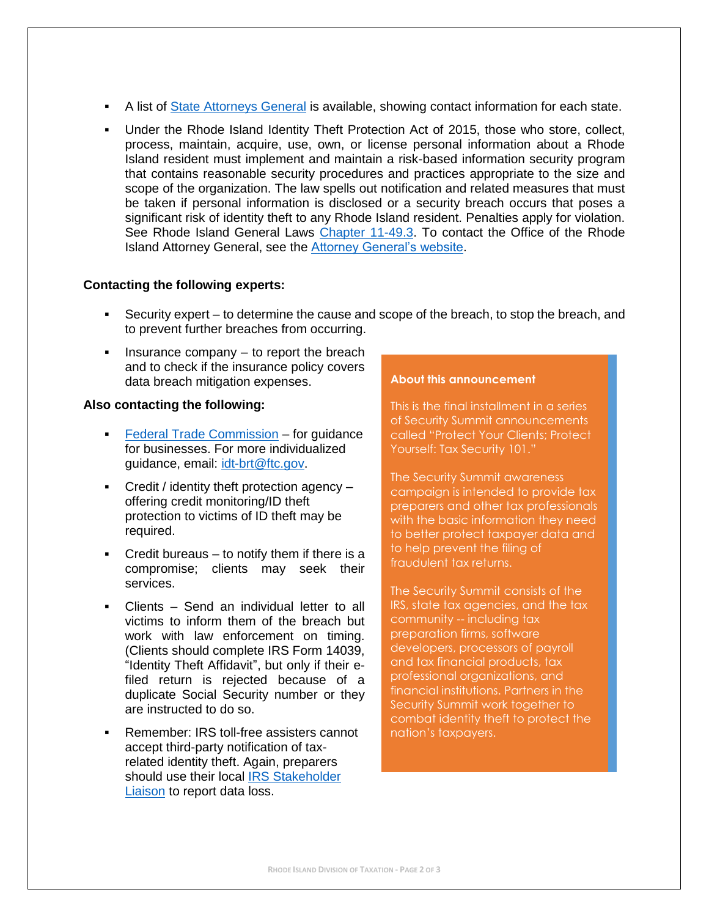- A list of [State Attorneys General](#) is available, showing contact information for each state.
- Under the Rhode Island Identity Theft Protection Act of 2015, those who store, collect, process, maintain, acquire, use, own, or license personal information about a Rhode Island resident must implement and maintain a risk-based information security program that contains reasonable security procedures and practices appropriate to the size and scope of the organization. The law spells out notification and related measures that must be taken if personal information is disclosed or a security breach occurs that poses a significant risk of identity theft to any Rhode Island resident. Penalties apply for violation. See Rhode Island General Laws [Chapter 11-49.3](#). To contact the Office of the Rhode Island Attorney General, see the [Attorney General's website](#).

**Contacting the following experts:**

- Security expert – to determine the cause and scope of the breach, to stop the breach, and to prevent further breaches from occurring.
- Insurance company – to report the breach and to check if the insurance policy covers data breach mitigation expenses.

**Also contacting the following:**

- [Federal Trade Commission](#) – for guidance for businesses. For more individualized guidance, email: [idt-brt@ftc.gov](mailto:idt-brt@ftc.gov).
- Credit / identity theft protection agency – offering credit monitoring/ID theft protection to victims of ID theft may be required.
- Credit bureaus – to notify them if there is a compromise; clients may seek their services.
- Clients – Send an individual letter to all victims to inform them of the breach but work with law enforcement on timing. (Clients should complete IRS Form 14039, "Identity Theft Affidavit", but only if their e-filed return is rejected because of a duplicate Social Security number or they are instructed to do so.
- Remember: IRS toll-free assisters cannot accept third-party notification of tax-related identity theft. Again, preparers should use their local [IRS Stakeholder Liaison](#) to report data loss.

**About this announcement**

This is the final installment in a series of Security Summit announcements called "Protect Your Clients; Protect Yourself: Tax Security 101."

The Security Summit awareness campaign is intended to provide tax preparers and other tax professionals with the basic information they need to better protect taxpayer data and to help prevent the filing of fraudulent tax returns.

The Security Summit consists of the IRS, state tax agencies, and the tax community -- including tax preparation firms, software developers, processors of payroll and tax financial products, tax professional organizations, and financial institutions. Partners in the Security Summit work together to combat identity theft to protect the nation's taxpayers.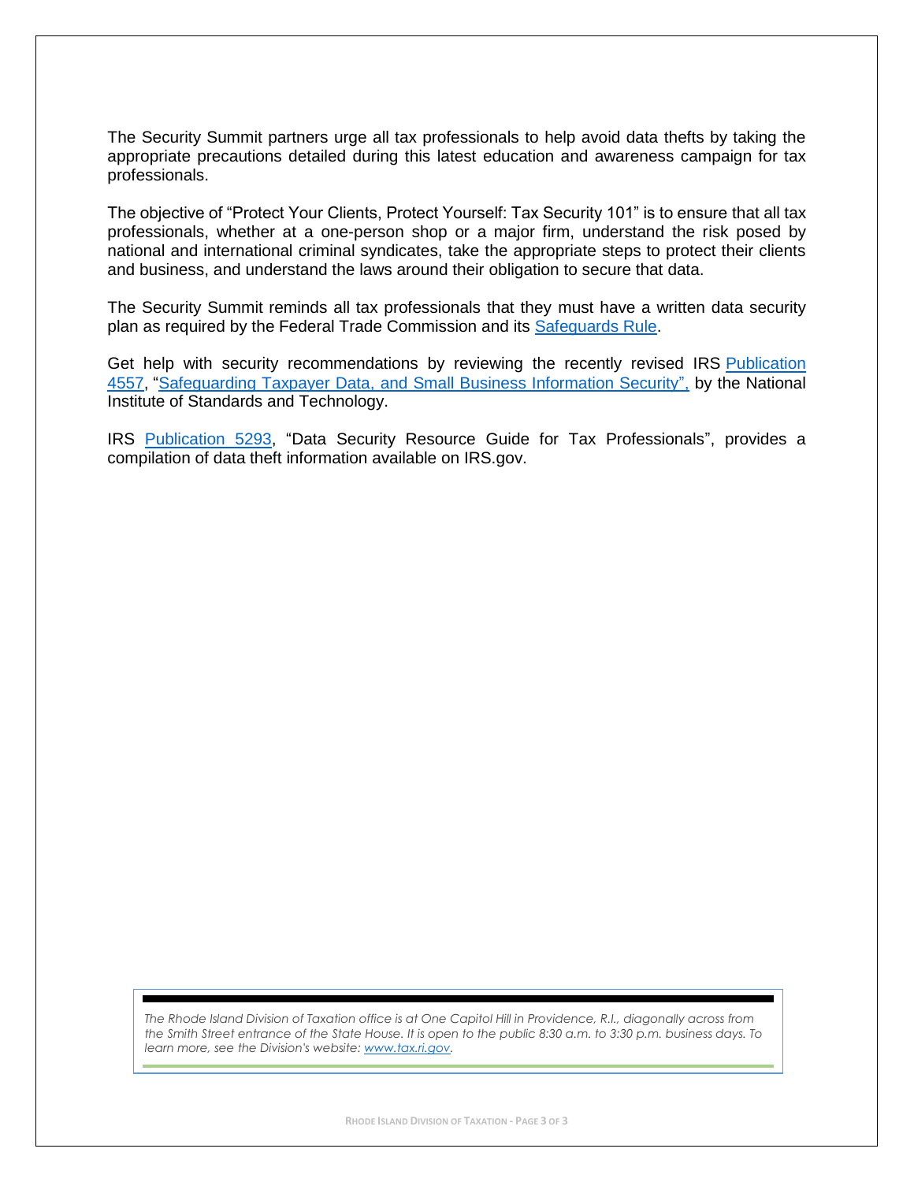The Security Summit partners urge all tax professionals to help avoid data thefts by taking the appropriate precautions detailed during this latest education and awareness campaign for tax professionals.

The objective of "Protect Your Clients, Protect Yourself: Tax Security 101" is to ensure that all tax professionals, whether at a one-person shop or a major firm, understand the risk posed by national and international criminal syndicates, take the appropriate steps to protect their clients and business, and understand the laws around their obligation to secure that data.

The Security Summit reminds all tax professionals that they must have a written data security plan as required by the Federal Trade Commission and its Safeguards Rule.

Get help with security recommendations by reviewing the recently revised IRS Publication 4557, "Safeguarding Taxpayer Data, and Small Business Information Security", by the National Institute of Standards and Technology.

IRS Publication 5293, "Data Security Resource Guide for Tax Professionals", provides a compilation of data theft information available on IRS.gov.

*The Rhode Island Division of Taxation office is at One Capitol Hill in Providence, R.I., diagonally across from the Smith Street entrance of the State House. It is open to the public 8:30 a.m. to 3:30 p.m. business days. To learn more, see the Division's website: www.tax.ri.gov.*